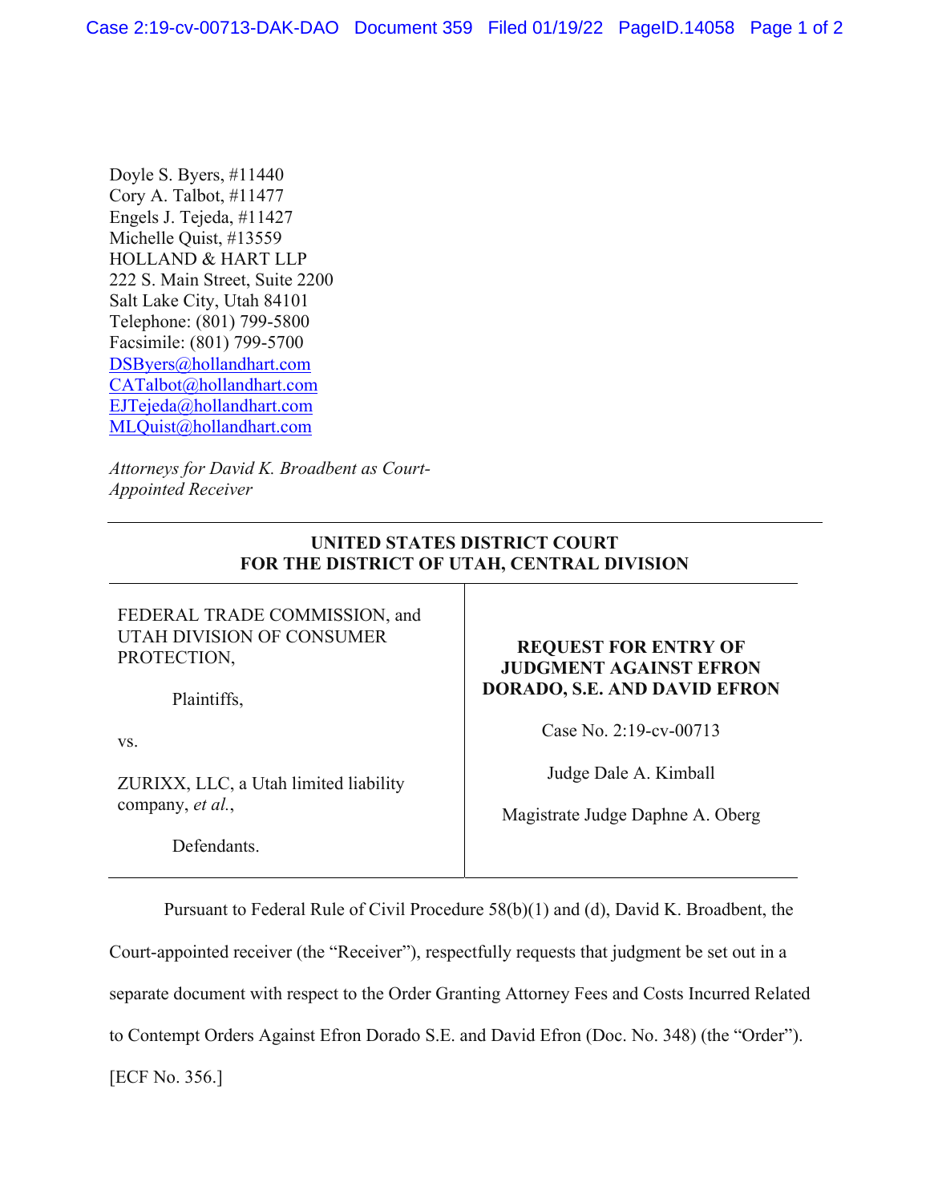Doyle S. Byers, #11440
Cory A. Talbot, #11477
Engels J. Tejeda, #11427
Michelle Quist, #13559
HOLLAND & HART LLP
222 S. Main Street, Suite 2200
Salt Lake City, Utah 84101
Telephone: (801) 799-5800
Facsimile: (801) 799-5700
DSByers@hollandhart.com
CATalbot@hollandhart.com
EJTejeda@hollandhart.com
MLQuist@hollandhart.com

*Attorneys for David K. Broadbent as Court-Appointed Receiver*

**UNITED STATES DISTRICT COURT**
**FOR THE DISTRICT OF UTAH, CENTRAL DIVISION**

| | |
|---|---|
| FEDERAL TRADE COMMISSION, and UTAH DIVISION OF CONSUMER PROTECTION,<br><br>Plaintiffs,<br><br>vs.<br><br>ZURIXX, LLC, a Utah limited liability company, *et al.*,<br><br>Defendants. | **REQUEST FOR ENTRY OF JUDGMENT AGAINST EFRON DORADO, S.E. AND DAVID EFRON**<br><br>Case No. 2:19-cv-00713<br><br>Judge Dale A. Kimball<br><br>Magistrate Judge Daphne A. Oberg |

Pursuant to Federal Rule of Civil Procedure 58(b)(1) and (d), David K. Broadbent, the Court-appointed receiver (the "Receiver"), respectfully requests that judgment be set out in a separate document with respect to the Order Granting Attorney Fees and Costs Incurred Related to Contempt Orders Against Efron Dorado S.E. and David Efron (Doc. No. 348) (the "Order"). [ECF No. 356.]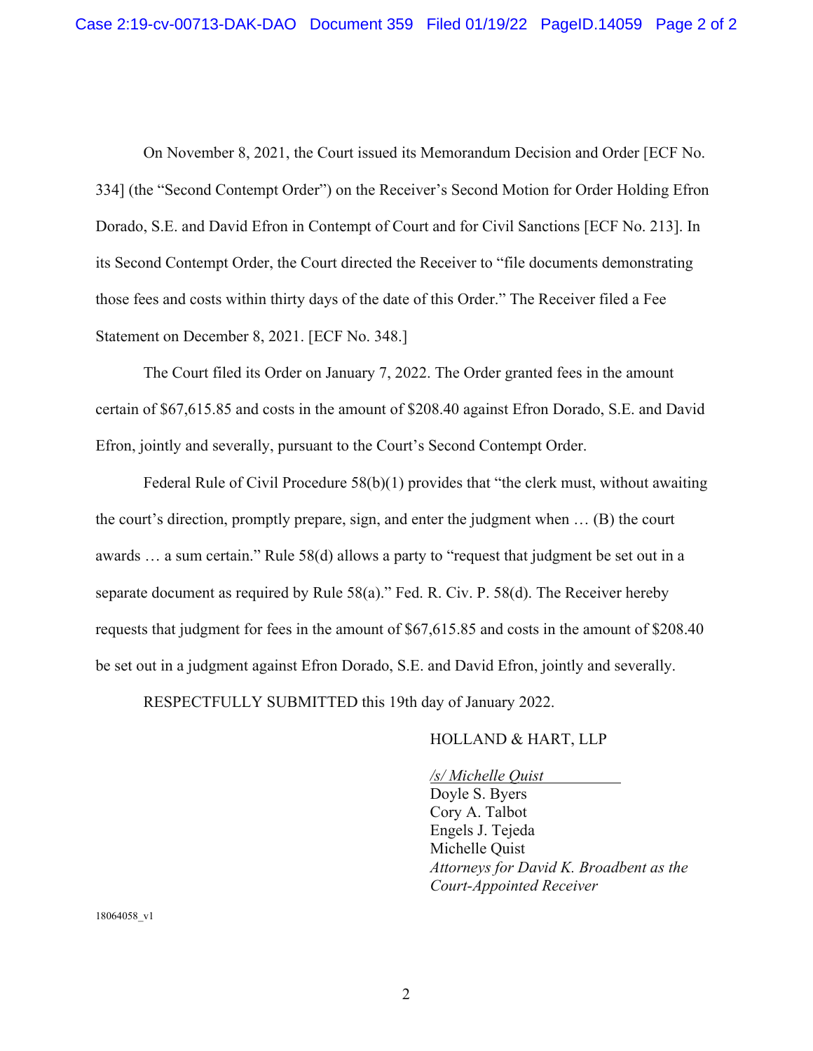On November 8, 2021, the Court issued its Memorandum Decision and Order [ECF No. 334] (the "Second Contempt Order") on the Receiver's Second Motion for Order Holding Efron Dorado, S.E. and David Efron in Contempt of Court and for Civil Sanctions [ECF No. 213]. In its Second Contempt Order, the Court directed the Receiver to "file documents demonstrating those fees and costs within thirty days of the date of this Order." The Receiver filed a Fee Statement on December 8, 2021. [ECF No. 348.]

The Court filed its Order on January 7, 2022. The Order granted fees in the amount certain of $67,615.85 and costs in the amount of $208.40 against Efron Dorado, S.E. and David Efron, jointly and severally, pursuant to the Court's Second Contempt Order.

Federal Rule of Civil Procedure 58(b)(1) provides that "the clerk must, without awaiting the court's direction, promptly prepare, sign, and enter the judgment when … (B) the court awards … a sum certain." Rule 58(d) allows a party to "request that judgment be set out in a separate document as required by Rule 58(a)." Fed. R. Civ. P. 58(d). The Receiver hereby requests that judgment for fees in the amount of $67,615.85 and costs in the amount of $208.40 be set out in a judgment against Efron Dorado, S.E. and David Efron, jointly and severally.

RESPECTFULLY SUBMITTED this 19th day of January 2022.

HOLLAND & HART, LLP

*/s/ Michelle Quist*
Doyle S. Byers
Cory A. Talbot
Engels J. Tejeda
Michelle Quist
*Attorneys for David K. Broadbent as the Court-Appointed Receiver*

18064058_v1